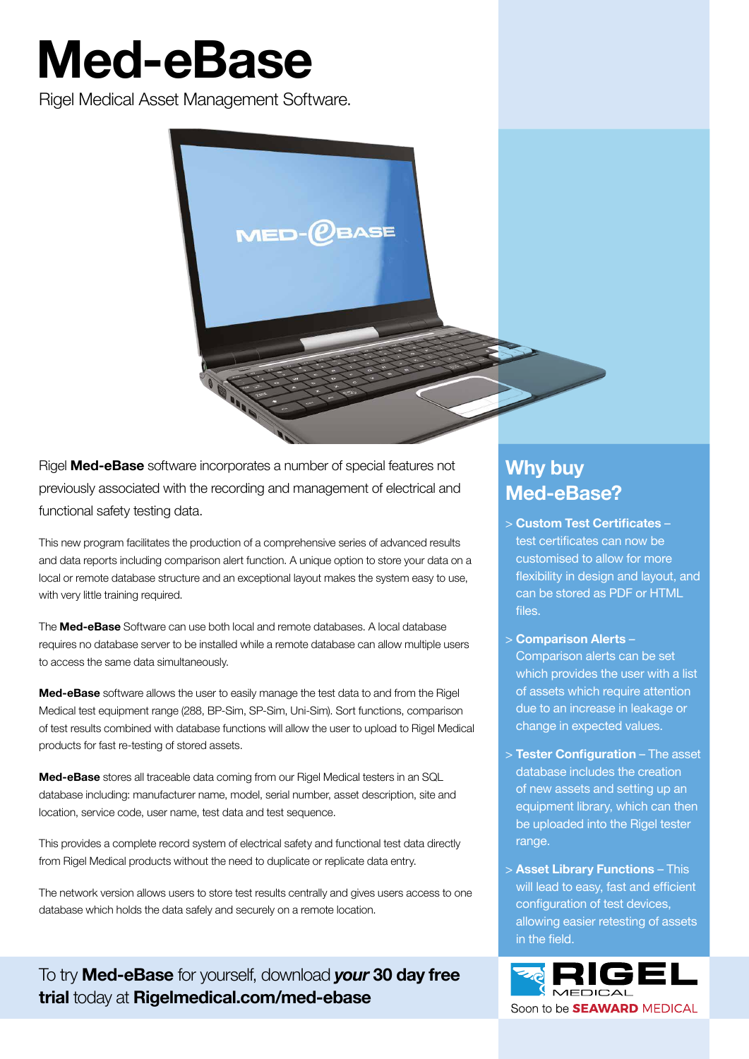# Med-eBase

Rigel Medical Asset Management Software.

Rigel **Med-eBase** software incorporates a number of special features not previously associated with the recording and management of electrical and functional safety testing data.

This new program facilitates the production of a comprehensive series of advanced results and data reports including comparison alert function. A unique option to store your data on a local or remote database structure and an exceptional layout makes the system easy to use, with very little training required.

The **Med-eBase** Software can use both local and remote databases. A local database requires no database server to be installed while a remote database can allow multiple users to access the same data simultaneously.

**Med-eBase** software allows the user to easily manage the test data to and from the Rigel Medical test equipment range (288, BP-Sim, SP-Sim, Uni-Sim). Sort functions, comparison of test results combined with database functions will allow the user to upload to Rigel Medical products for fast re-testing of stored assets.

**Med-eBase** stores all traceable data coming from our Rigel Medical testers in an SQL database including: manufacturer name, model, serial number, asset description, site and location, service code, user name, test data and test sequence.

This provides a complete record system of electrical safety and functional test data directly from Rigel Medical products without the need to duplicate or replicate data entry.

The network version allows users to store test results centrally and gives users access to one database which holds the data safely and securely on a remote location.

## Why buy Med-eBase?

> **Custom Test Certificates** – test certificates can now be customised to allow for more flexibility in design and layout, and can be stored as PDF or HTML files.

> **Comparison Alerts** – Comparison alerts can be set which provides the user with a list of assets which require attention due to an increase in leakage or change in expected values.

> **Tester Configuration** – The asset database includes the creation of new assets and setting up an equipment library, which can then be uploaded into the Rigel tester range.

> **Asset Library Functions** – This will lead to easy, fast and efficient configuration of test devices, allowing easier retesting of assets in the field.

To try **Med-eBase** for yourself, download ***your* 30 day free trial** today at **Rigelmedical.com/med-ebase**

RIGEL MEDICAL

Soon to be **SEAWARD** MEDICAL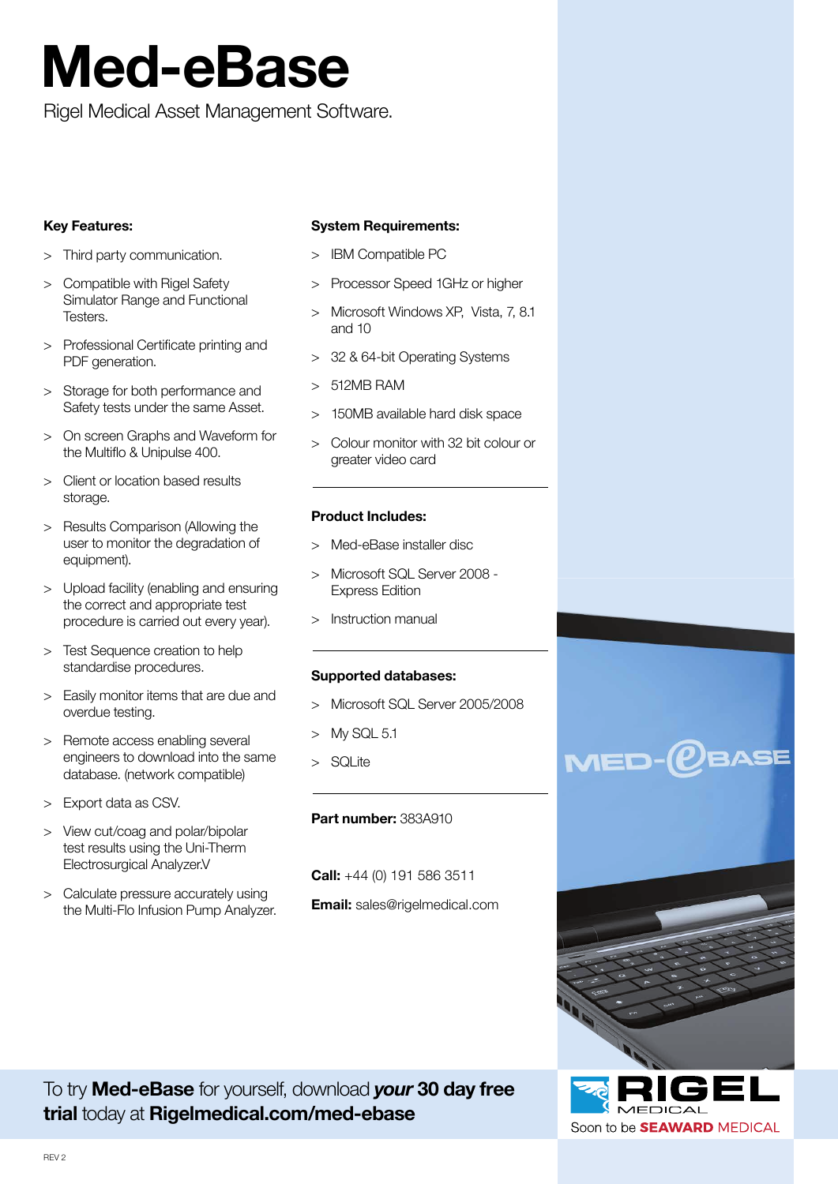# Med-eBase

Rigel Medical Asset Management Software.

**Key Features:**

- Third party communication.
- Compatible with Rigel Safety Simulator Range and Functional Testers.
- Professional Certificate printing and PDF generation.
- Storage for both performance and Safety tests under the same Asset.
- On screen Graphs and Waveform for the Multiflo & Unipulse 400.
- Client or location based results storage.
- Results Comparison (Allowing the user to monitor the degradation of equipment).
- Upload facility (enabling and ensuring the correct and appropriate test procedure is carried out every year).
- Test Sequence creation to help standardise procedures.
- Easily monitor items that are due and overdue testing.
- Remote access enabling several engineers to download into the same database. (network compatible)
- Export data as CSV.
- View cut/coag and polar/bipolar test results using the Uni-Therm Electrosurgical Analyzer.V
- Calculate pressure accurately using the Multi-Flo Infusion Pump Analyzer.

**System Requirements:**

- IBM Compatible PC
- Processor Speed 1GHz or higher
- Microsoft Windows XP, Vista, 7, 8.1 and 10
- 32 & 64-bit Operating Systems
- 512MB RAM
- 150MB available hard disk space
- Colour monitor with 32 bit colour or greater video card

**Product Includes:**

- Med-eBase installer disc
- Microsoft SQL Server 2008 - Express Edition
- Instruction manual

**Supported databases:**

- Microsoft SQL Server 2005/2008
- My SQL 5.1
- SQLite

**Part number:** 383A910

**Call:** +44 (0) 191 586 3511

**Email:** sales@rigelmedical.com

To try **Med-eBase** for yourself, download ***your*** **30 day free trial** today at **Rigelmedical.com/med-ebase**

RIGEL MEDICAL

Soon to be **SEAWARD** MEDICAL

REV 2